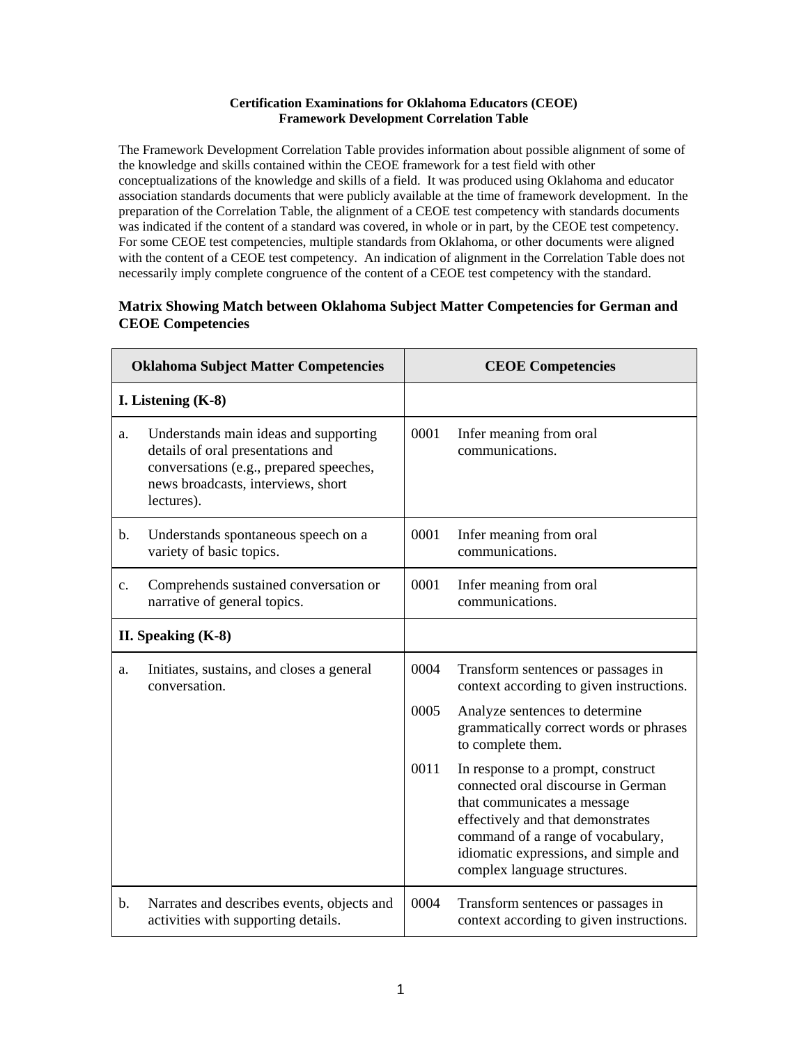**Certification Examinations for Oklahoma Educators (CEOE)**
**Framework Development Correlation Table**

The Framework Development Correlation Table provides information about possible alignment of some of the knowledge and skills contained within the CEOE framework for a test field with other conceptualizations of the knowledge and skills of a field. It was produced using Oklahoma and educator association standards documents that were publicly available at the time of framework development. In the preparation of the Correlation Table, the alignment of a CEOE test competency with standards documents was indicated if the content of a standard was covered, in whole or in part, by the CEOE test competency. For some CEOE test competencies, multiple standards from Oklahoma, or other documents were aligned with the content of a CEOE test competency. An indication of alignment in the Correlation Table does not necessarily imply complete congruence of the content of a CEOE test competency with the standard.

### Matrix Showing Match between Oklahoma Subject Matter Competencies for German and CEOE Competencies

| Oklahoma Subject Matter Competencies | CEOE Competencies |
|---|---|
| **I. Listening (K-8)** | |
| a. Understands main ideas and supporting details of oral presentations and conversations (e.g., prepared speeches, news broadcasts, interviews, short lectures). | 0001 Infer meaning from oral communications. |
| b. Understands spontaneous speech on a variety of basic topics. | 0001 Infer meaning from oral communications. |
| c. Comprehends sustained conversation or narrative of general topics. | 0001 Infer meaning from oral communications. |
| **II. Speaking (K-8)** | |
| a. Initiates, sustains, and closes a general conversation. | 0004 Transform sentences or passages in context according to given instructions.<br>0005 Analyze sentences to determine grammatically correct words or phrases to complete them.<br>0011 In response to a prompt, construct connected oral discourse in German that communicates a message effectively and that demonstrates command of a range of vocabulary, idiomatic expressions, and simple and complex language structures. |
| b. Narrates and describes events, objects and activities with supporting details. | 0004 Transform sentences or passages in context according to given instructions. |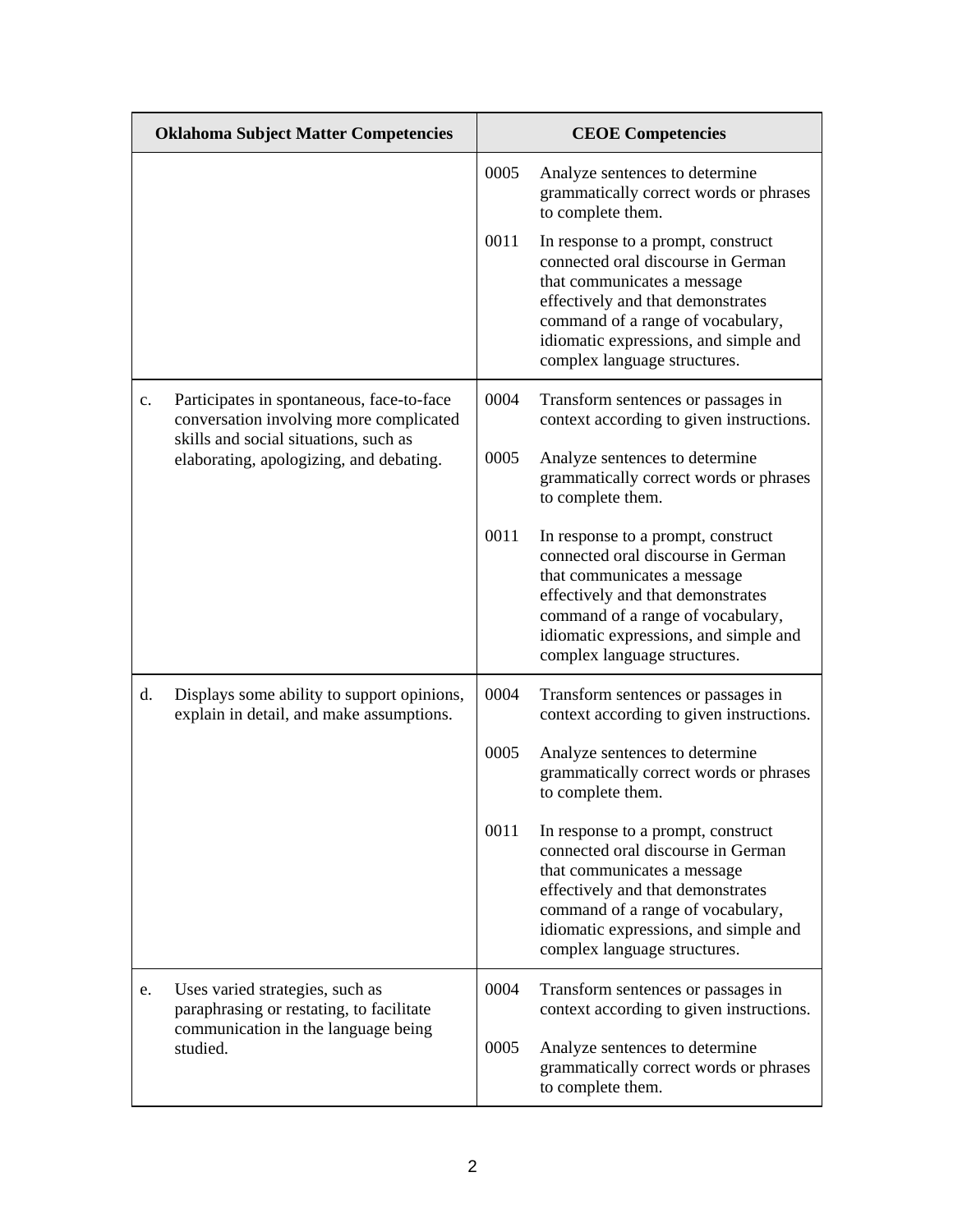| Oklahoma Subject Matter Competencies | CEOE Competencies |
|---|---|
| | 0005 Analyze sentences to determine grammatically correct words or phrases to complete them.<br><br>0011 In response to a prompt, construct connected oral discourse in German that communicates a message effectively and that demonstrates command of a range of vocabulary, idiomatic expressions, and simple and complex language structures. |
| c. Participates in spontaneous, face-to-face conversation involving more complicated skills and social situations, such as elaborating, apologizing, and debating. | 0004 Transform sentences or passages in context according to given instructions.<br><br>0005 Analyze sentences to determine grammatically correct words or phrases to complete them.<br><br>0011 In response to a prompt, construct connected oral discourse in German that communicates a message effectively and that demonstrates command of a range of vocabulary, idiomatic expressions, and simple and complex language structures. |
| d. Displays some ability to support opinions, explain in detail, and make assumptions. | 0004 Transform sentences or passages in context according to given instructions.<br><br>0005 Analyze sentences to determine grammatically correct words or phrases to complete them.<br><br>0011 In response to a prompt, construct connected oral discourse in German that communicates a message effectively and that demonstrates command of a range of vocabulary, idiomatic expressions, and simple and complex language structures. |
| e. Uses varied strategies, such as paraphrasing or restating, to facilitate communication in the language being studied. | 0004 Transform sentences or passages in context according to given instructions.<br><br>0005 Analyze sentences to determine grammatically correct words or phrases to complete them. |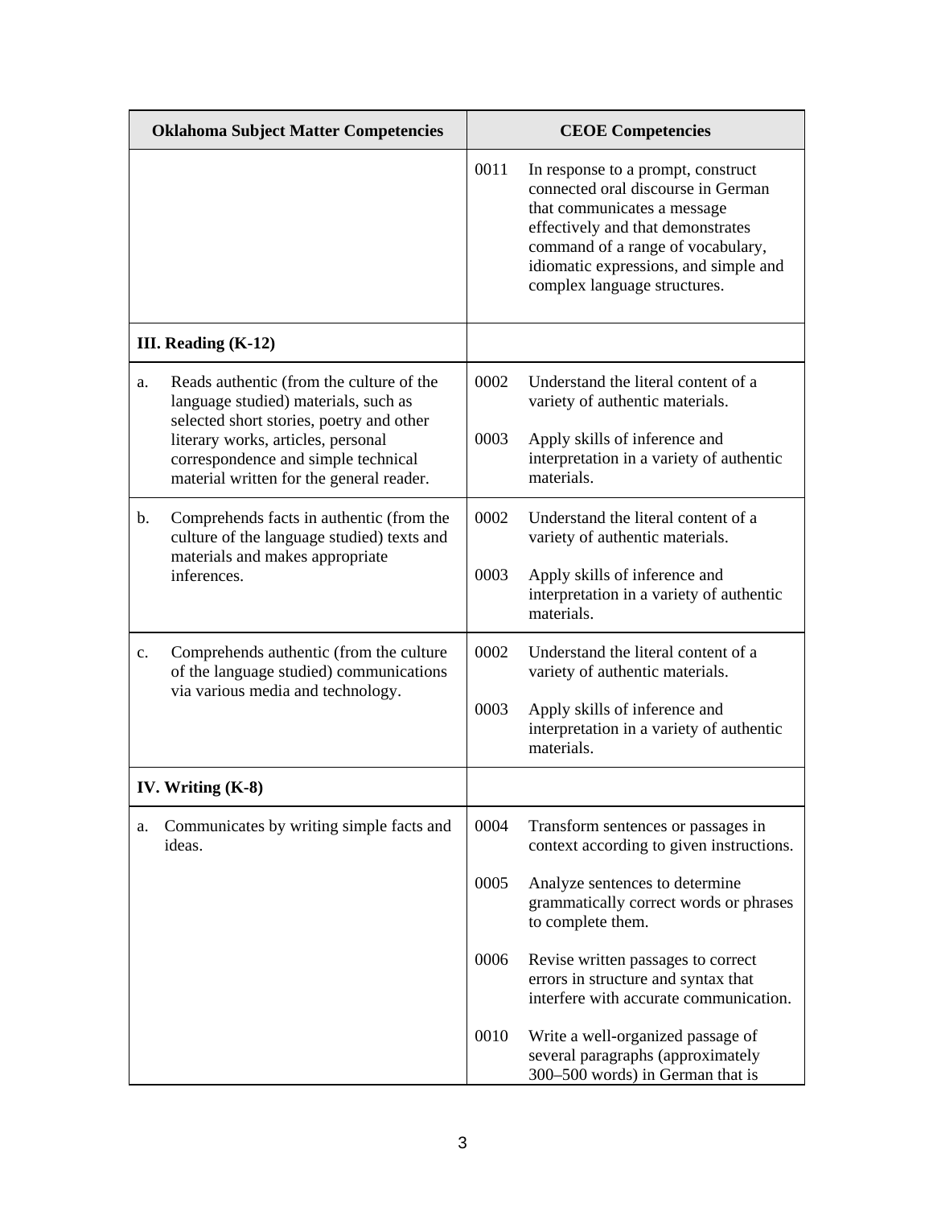| Oklahoma Subject Matter Competencies | CEOE Competencies |
| --- | --- |
| | 0011 In response to a prompt, construct connected oral discourse in German that communicates a message effectively and that demonstrates command of a range of vocabulary, idiomatic expressions, and simple and complex language structures. |
| **III. Reading (K-12)** | |
| a. Reads authentic (from the culture of the language studied) materials, such as selected short stories, poetry and other literary works, articles, personal correspondence and simple technical material written for the general reader. | 0002 Understand the literal content of a variety of authentic materials.<br><br>0003 Apply skills of inference and interpretation in a variety of authentic materials. |
| b. Comprehends facts in authentic (from the culture of the language studied) texts and materials and makes appropriate inferences. | 0002 Understand the literal content of a variety of authentic materials.<br><br>0003 Apply skills of inference and interpretation in a variety of authentic materials. |
| c. Comprehends authentic (from the culture of the language studied) communications via various media and technology. | 0002 Understand the literal content of a variety of authentic materials.<br><br>0003 Apply skills of inference and interpretation in a variety of authentic materials. |
| **IV. Writing (K-8)** | |
| a. Communicates by writing simple facts and ideas. | 0004 Transform sentences or passages in context according to given instructions.<br><br>0005 Analyze sentences to determine grammatically correct words or phrases to complete them.<br><br>0006 Revise written passages to correct errors in structure and syntax that interfere with accurate communication.<br><br>0010 Write a well-organized passage of several paragraphs (approximately 300–500 words) in German that is |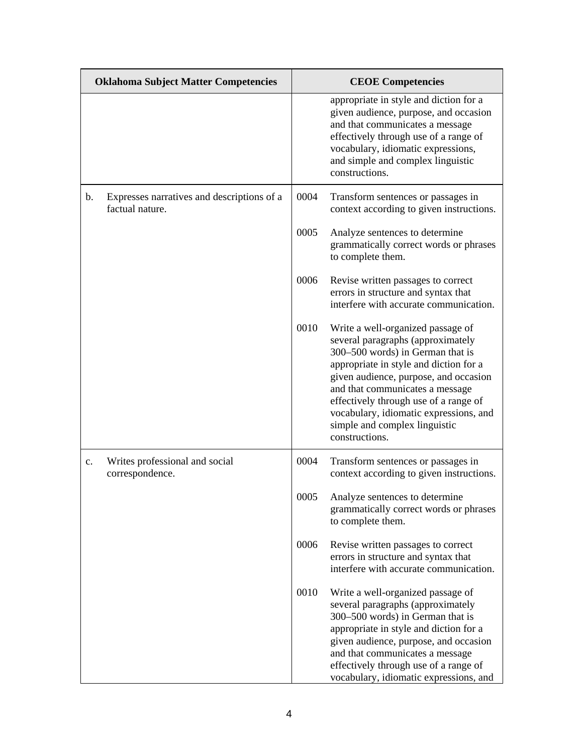| Oklahoma Subject Matter Competencies | CEOE Competencies |
| --- | --- |
| | appropriate in style and diction for a given audience, purpose, and occasion and that communicates a message effectively through use of a range of vocabulary, idiomatic expressions, and simple and complex linguistic constructions. |
| b. Expresses narratives and descriptions of a factual nature. | 0004 Transform sentences or passages in context according to given instructions.<br><br>0005 Analyze sentences to determine grammatically correct words or phrases to complete them.<br><br>0006 Revise written passages to correct errors in structure and syntax that interfere with accurate communication.<br><br>0010 Write a well-organized passage of several paragraphs (approximately 300–500 words) in German that is appropriate in style and diction for a given audience, purpose, and occasion and that communicates a message effectively through use of a range of vocabulary, idiomatic expressions, and simple and complex linguistic constructions. |
| c. Writes professional and social correspondence. | 0004 Transform sentences or passages in context according to given instructions.<br><br>0005 Analyze sentences to determine grammatically correct words or phrases to complete them.<br><br>0006 Revise written passages to correct errors in structure and syntax that interfere with accurate communication.<br><br>0010 Write a well-organized passage of several paragraphs (approximately 300–500 words) in German that is appropriate in style and diction for a given audience, purpose, and occasion and that communicates a message effectively through use of a range of vocabulary, idiomatic expressions, and |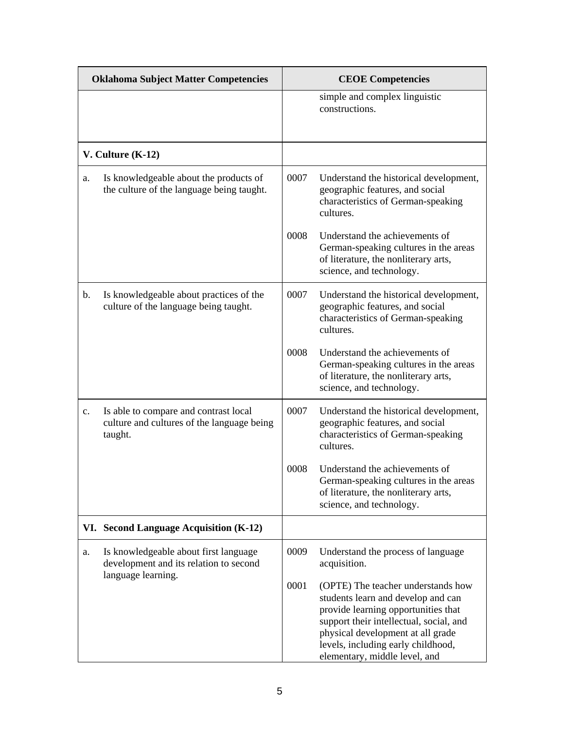| Oklahoma Subject Matter Competencies | CEOE Competencies |
|---|---|
| | simple and complex linguistic constructions. |
| **V. Culture (K-12)** | |
| a. Is knowledgeable about the products of the culture of the language being taught. | 0007 Understand the historical development, geographic features, and social characteristics of German-speaking cultures.<br><br>0008 Understand the achievements of German-speaking cultures in the areas of literature, the nonliterary arts, science, and technology. |
| b. Is knowledgeable about practices of the culture of the language being taught. | 0007 Understand the historical development, geographic features, and social characteristics of German-speaking cultures.<br><br>0008 Understand the achievements of German-speaking cultures in the areas of literature, the nonliterary arts, science, and technology. |
| c. Is able to compare and contrast local culture and cultures of the language being taught. | 0007 Understand the historical development, geographic features, and social characteristics of German-speaking cultures.<br><br>0008 Understand the achievements of German-speaking cultures in the areas of literature, the nonliterary arts, science, and technology. |
| **VI. Second Language Acquisition (K-12)** | |
| a. Is knowledgeable about first language development and its relation to second language learning. | 0009 Understand the process of language acquisition.<br><br>0001 (OPTE) The teacher understands how students learn and develop and can provide learning opportunities that support their intellectual, social, and physical development at all grade levels, including early childhood, elementary, middle level, and |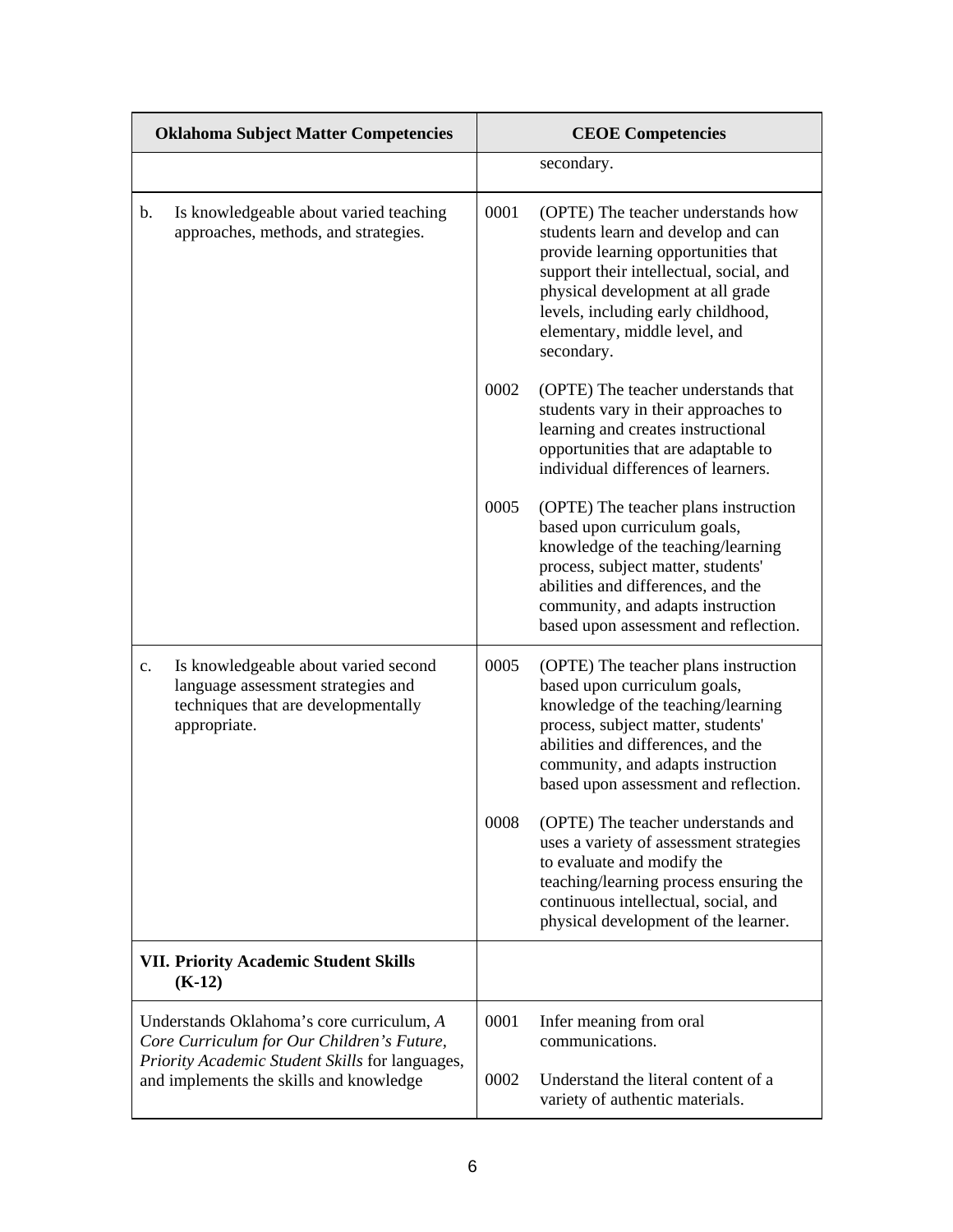| Oklahoma Subject Matter Competencies | CEOE Competencies |
|---|---|
| | secondary. |
| b. Is knowledgeable about varied teaching approaches, methods, and strategies. | 0001 (OPTE) The teacher understands how students learn and develop and can provide learning opportunities that support their intellectual, social, and physical development at all grade levels, including early childhood, elementary, middle level, and secondary.<br><br>0002 (OPTE) The teacher understands that students vary in their approaches to learning and creates instructional opportunities that are adaptable to individual differences of learners.<br><br>0005 (OPTE) The teacher plans instruction based upon curriculum goals, knowledge of the teaching/learning process, subject matter, students' abilities and differences, and the community, and adapts instruction based upon assessment and reflection. |
| c. Is knowledgeable about varied second language assessment strategies and techniques that are developmentally appropriate. | 0005 (OPTE) The teacher plans instruction based upon curriculum goals, knowledge of the teaching/learning process, subject matter, students' abilities and differences, and the community, and adapts instruction based upon assessment and reflection.<br><br>0008 (OPTE) The teacher understands and uses a variety of assessment strategies to evaluate and modify the teaching/learning process ensuring the continuous intellectual, social, and physical development of the learner. |
| **VII. Priority Academic Student Skills (K-12)** | |
| Understands Oklahoma's core curriculum, *A Core Curriculum for Our Children's Future, Priority Academic Student Skills* for languages, and implements the skills and knowledge | 0001 Infer meaning from oral communications.<br><br>0002 Understand the literal content of a variety of authentic materials. |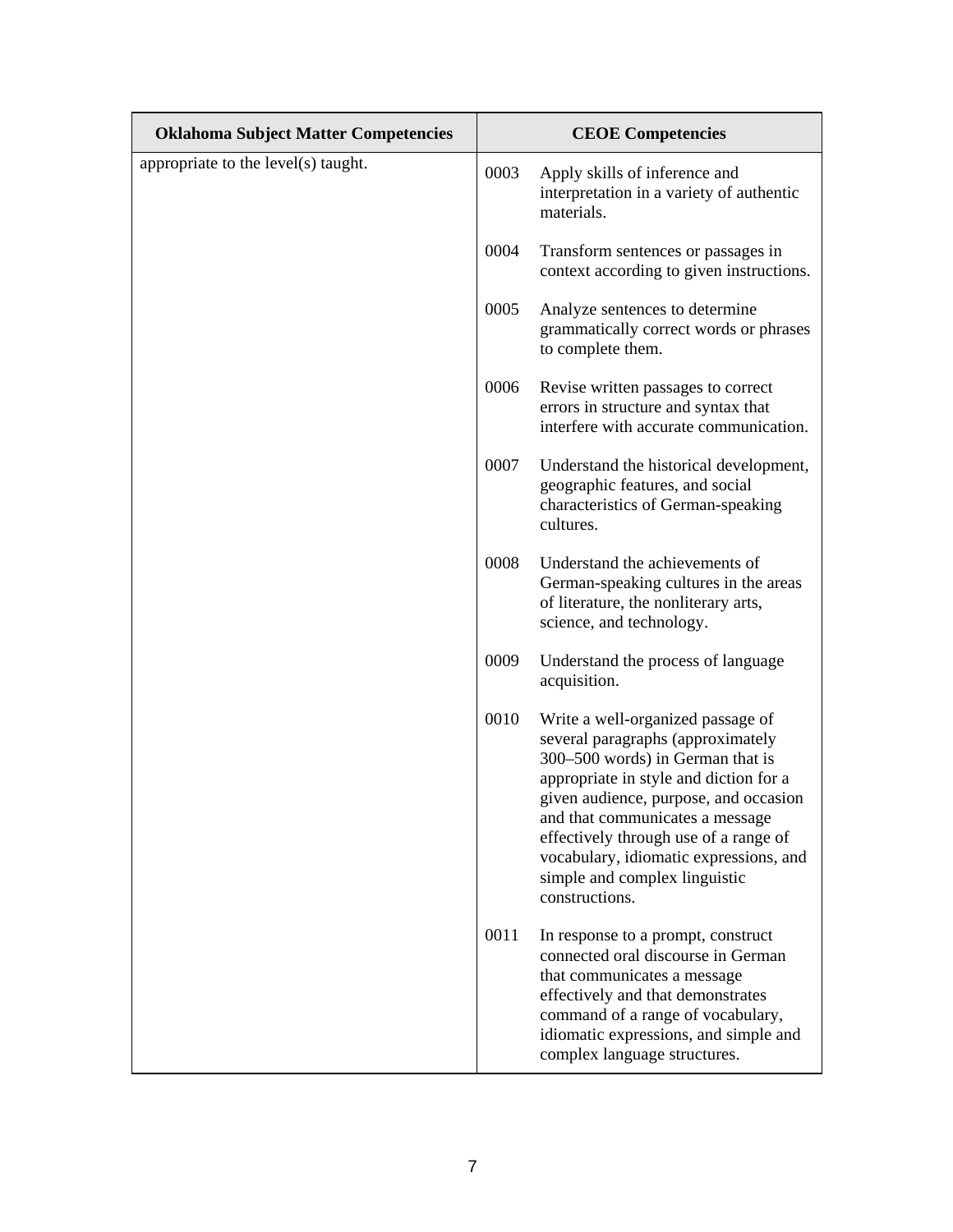| Oklahoma Subject Matter Competencies | CEOE Competencies |
|---|---|
| appropriate to the level(s) taught. | 0003 Apply skills of inference and interpretation in a variety of authentic materials.<br><br>0004 Transform sentences or passages in context according to given instructions.<br><br>0005 Analyze sentences to determine grammatically correct words or phrases to complete them.<br><br>0006 Revise written passages to correct errors in structure and syntax that interfere with accurate communication.<br><br>0007 Understand the historical development, geographic features, and social characteristics of German-speaking cultures.<br><br>0008 Understand the achievements of German-speaking cultures in the areas of literature, the nonliterary arts, science, and technology.<br><br>0009 Understand the process of language acquisition.<br><br>0010 Write a well-organized passage of several paragraphs (approximately 300–500 words) in German that is appropriate in style and diction for a given audience, purpose, and occasion and that communicates a message effectively through use of a range of vocabulary, idiomatic expressions, and simple and complex linguistic constructions.<br><br>0011 In response to a prompt, construct connected oral discourse in German that communicates a message effectively and that demonstrates command of a range of vocabulary, idiomatic expressions, and simple and complex language structures. |